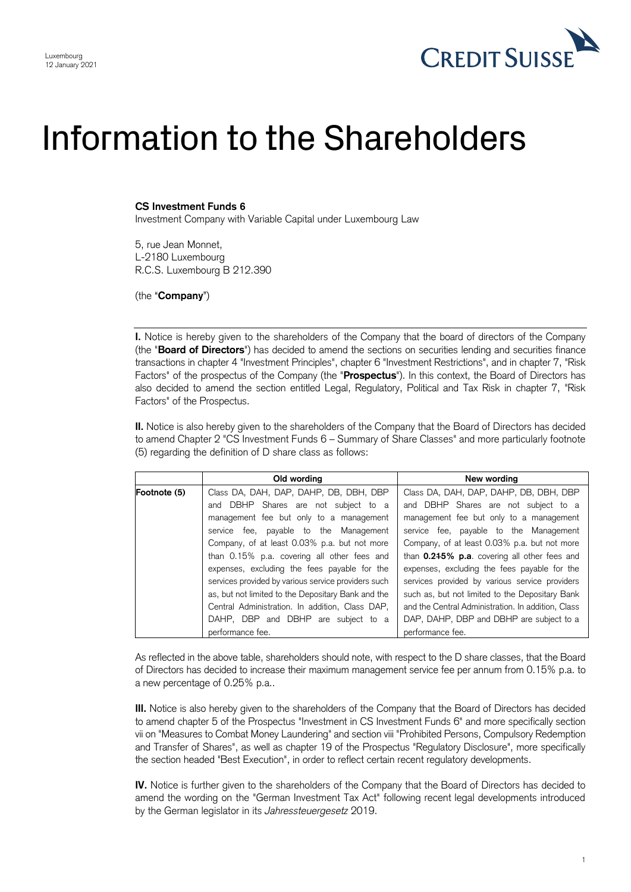Luxembourg
12 January 2021

CREDIT SUISSE

# Information to the Shareholders

**CS Investment Funds 6**
Investment Company with Variable Capital under Luxembourg Law

5, rue Jean Monnet,
L-2180 Luxembourg
R.C.S. Luxembourg B 212.390

(the "**Company**")

**I.** Notice is hereby given to the shareholders of the Company that the board of directors of the Company (the "**Board of Directors**") has decided to amend the sections on securities lending and securities finance transactions in chapter 4 "Investment Principles", chapter 6 "Investment Restrictions", and in chapter 7, "Risk Factors" of the prospectus of the Company (the "**Prospectus**"). In this context, the Board of Directors has also decided to amend the section entitled Legal, Regulatory, Political and Tax Risk in chapter 7, "Risk Factors" of the Prospectus.

**II.** Notice is also hereby given to the shareholders of the Company that the Board of Directors has decided to amend Chapter 2 "CS Investment Funds 6 – Summary of Share Classes" and more particularly footnote (5) regarding the definition of D share class as follows:

| | Old wording | New wording |
|---|---|---|
| **Footnote (5)** | Class DA, DAH, DAP, DAHP, DB, DBH, DBP and DBHP Shares are not subject to a management fee but only to a management service fee, payable to the Management Company, of at least 0.03% p.a. but not more than 0.15% p.a. covering all other fees and expenses, excluding the fees payable for the services provided by various service providers such as, but not limited to the Depositary Bank and the Central Administration. In addition, Class DAP, DAHP, DBP and DBHP are subject to a performance fee. | Class DA, DAH, DAP, DAHP, DB, DBH, DBP and DBHP Shares are not subject to a management fee but only to a management service fee, payable to the Management Company, of at least 0.03% p.a. but not more than **0.2~~1~~5% p.a**. covering all other fees and expenses, excluding the fees payable for the services provided by various service providers such as, but not limited to the Depositary Bank and the Central Administration. In addition, Class DAP, DAHP, DBP and DBHP are subject to a performance fee. |

As reflected in the above table, shareholders should note, with respect to the D share classes, that the Board of Directors has decided to increase their maximum management service fee per annum from 0.15% p.a. to a new percentage of 0.25% p.a..

**III.** Notice is also hereby given to the shareholders of the Company that the Board of Directors has decided to amend chapter 5 of the Prospectus "Investment in CS Investment Funds 6" and more specifically section vii on "Measures to Combat Money Laundering" and section viii "Prohibited Persons, Compulsory Redemption and Transfer of Shares", as well as chapter 19 of the Prospectus "Regulatory Disclosure", more specifically the section headed "Best Execution", in order to reflect certain recent regulatory developments.

**IV.** Notice is further given to the shareholders of the Company that the Board of Directors has decided to amend the wording on the "German Investment Tax Act" following recent legal developments introduced by the German legislator in its *Jahressteuergesetz* 2019.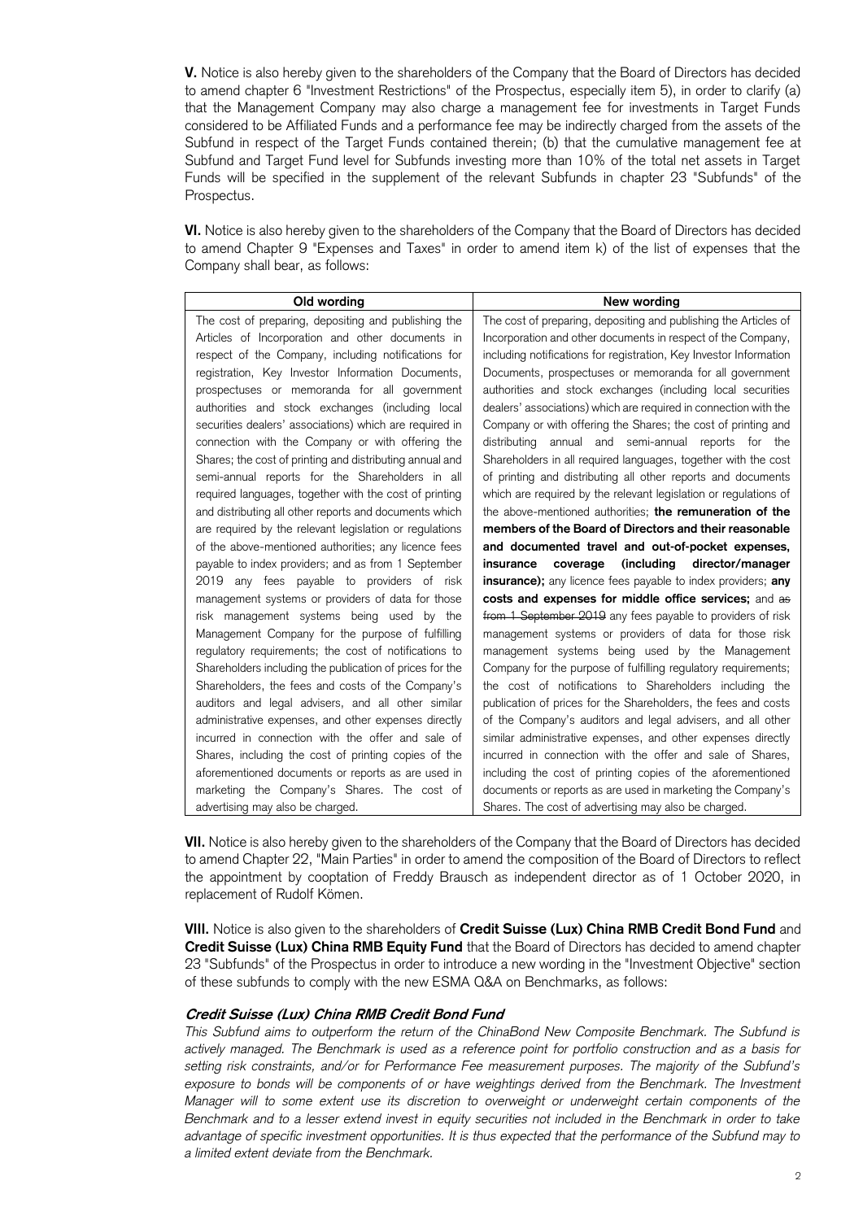**V.** Notice is also hereby given to the shareholders of the Company that the Board of Directors has decided to amend chapter 6 "Investment Restrictions" of the Prospectus, especially item 5), in order to clarify (a) that the Management Company may also charge a management fee for investments in Target Funds considered to be Affiliated Funds and a performance fee may be indirectly charged from the assets of the Subfund in respect of the Target Funds contained therein; (b) that the cumulative management fee at Subfund and Target Fund level for Subfunds investing more than 10% of the total net assets in Target Funds will be specified in the supplement of the relevant Subfunds in chapter 23 "Subfunds" of the Prospectus.

**VI.** Notice is also hereby given to the shareholders of the Company that the Board of Directors has decided to amend Chapter 9 "Expenses and Taxes" in order to amend item k) of the list of expenses that the Company shall bear, as follows:

| Old wording | New wording |
|---|---|
| The cost of preparing, depositing and publishing the Articles of Incorporation and other documents in respect of the Company, including notifications for registration, Key Investor Information Documents, prospectuses or memoranda for all government authorities and stock exchanges (including local securities dealers' associations) which are required in connection with the Company or with offering the Shares; the cost of printing and distributing annual and semi-annual reports for the Shareholders in all required languages, together with the cost of printing and distributing all other reports and documents which are required by the relevant legislation or regulations of the above-mentioned authorities; any licence fees payable to index providers; and as from 1 September 2019 any fees payable to providers of risk management systems or providers of data for those risk management systems being used by the Management Company for the purpose of fulfilling regulatory requirements; the cost of notifications to Shareholders including the publication of prices for the Shareholders, the fees and costs of the Company's auditors and legal advisers, and all other similar administrative expenses, and other expenses directly incurred in connection with the offer and sale of Shares, including the cost of printing copies of the aforementioned documents or reports as are used in marketing the Company's Shares. The cost of advertising may also be charged. | The cost of preparing, depositing and publishing the Articles of Incorporation and other documents in respect of the Company, including notifications for registration, Key Investor Information Documents, prospectuses or memoranda for all government authorities and stock exchanges (including local securities dealers' associations) which are required in connection with the Company or with offering the Shares; the cost of printing and distributing annual and semi-annual reports for the Shareholders in all required languages, together with the cost of printing and distributing all other reports and documents which are required by the relevant legislation or regulations of the above-mentioned authorities; **the remuneration of the members of the Board of Directors and their reasonable and documented travel and out-of-pocket expenses, insurance coverage (including director/manager insurance);** any licence fees payable to index providers; **any costs and expenses for middle office services;** and ~~as from 1 September 2019~~ any fees payable to providers of risk management systems or providers of data for those risk management systems being used by the Management Company for the purpose of fulfilling regulatory requirements; the cost of notifications to Shareholders including the publication of prices for the Shareholders, the fees and costs of the Company's auditors and legal advisers, and all other similar administrative expenses, and other expenses directly incurred in connection with the offer and sale of Shares, including the cost of printing copies of the aforementioned documents or reports as are used in marketing the Company's Shares. The cost of advertising may also be charged. |

**VII.** Notice is also hereby given to the shareholders of the Company that the Board of Directors has decided to amend Chapter 22, "Main Parties" in order to amend the composition of the Board of Directors to reflect the appointment by cooptation of Freddy Brausch as independent director as of 1 October 2020, in replacement of Rudolf Kömen.

**VIII.** Notice is also given to the shareholders of **Credit Suisse (Lux) China RMB Credit Bond Fund** and **Credit Suisse (Lux) China RMB Equity Fund** that the Board of Directors has decided to amend chapter 23 "Subfunds" of the Prospectus in order to introduce a new wording in the "Investment Objective" section of these subfunds to comply with the new ESMA Q&A on Benchmarks, as follows:

***Credit Suisse (Lux) China RMB Credit Bond Fund***

*This Subfund aims to outperform the return of the ChinaBond New Composite Benchmark. The Subfund is actively managed. The Benchmark is used as a reference point for portfolio construction and as a basis for setting risk constraints, and/or for Performance Fee measurement purposes. The majority of the Subfund's exposure to bonds will be components of or have weightings derived from the Benchmark. The Investment Manager will to some extent use its discretion to overweight or underweight certain components of the Benchmark and to a lesser extend invest in equity securities not included in the Benchmark in order to take advantage of specific investment opportunities. It is thus expected that the performance of the Subfund may to a limited extent deviate from the Benchmark.*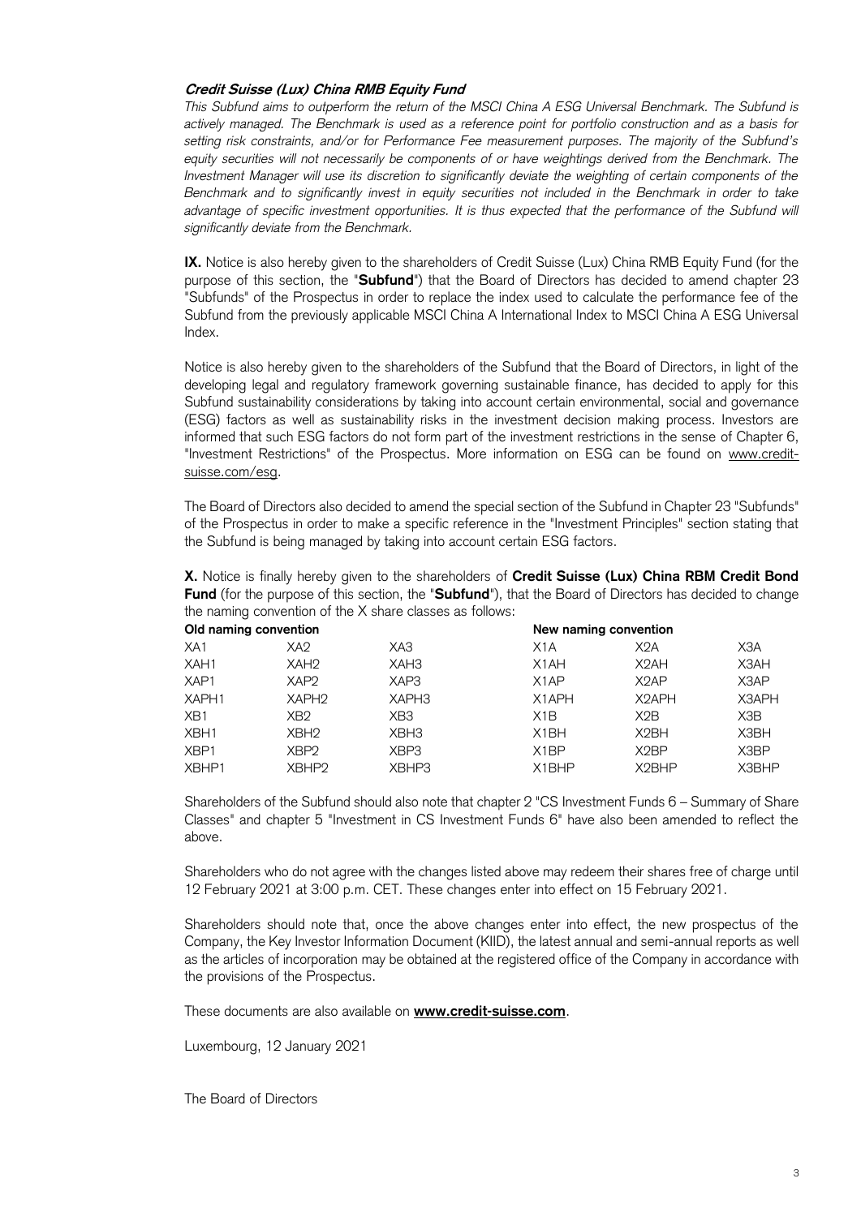***Credit Suisse (Lux) China RMB Equity Fund***

*This Subfund aims to outperform the return of the MSCI China A ESG Universal Benchmark. The Subfund is actively managed. The Benchmark is used as a reference point for portfolio construction and as a basis for setting risk constraints, and/or for Performance Fee measurement purposes. The majority of the Subfund's equity securities will not necessarily be components of or have weightings derived from the Benchmark. The Investment Manager will use its discretion to significantly deviate the weighting of certain components of the Benchmark and to significantly invest in equity securities not included in the Benchmark in order to take advantage of specific investment opportunities. It is thus expected that the performance of the Subfund will significantly deviate from the Benchmark.*

**IX.** Notice is also hereby given to the shareholders of Credit Suisse (Lux) China RMB Equity Fund (for the purpose of this section, the "**Subfund**") that the Board of Directors has decided to amend chapter 23 "Subfunds" of the Prospectus in order to replace the index used to calculate the performance fee of the Subfund from the previously applicable MSCI China A International Index to MSCI China A ESG Universal Index.

Notice is also hereby given to the shareholders of the Subfund that the Board of Directors, in light of the developing legal and regulatory framework governing sustainable finance, has decided to apply for this Subfund sustainability considerations by taking into account certain environmental, social and governance (ESG) factors as well as sustainability risks in the investment decision making process. Investors are informed that such ESG factors do not form part of the investment restrictions in the sense of Chapter 6, "Investment Restrictions" of the Prospectus. More information on ESG can be found on www.credit-suisse.com/esg.

The Board of Directors also decided to amend the special section of the Subfund in Chapter 23 "Subfunds" of the Prospectus in order to make a specific reference in the "Investment Principles" section stating that the Subfund is being managed by taking into account certain ESG factors.

**X.** Notice is finally hereby given to the shareholders of **Credit Suisse (Lux) China RBM Credit Bond Fund** (for the purpose of this section, the "**Subfund**"), that the Board of Directors has decided to change the naming convention of the X share classes as follows:

| Old naming convention | | | New naming convention | | |
|---|---|---|---|---|---|
| XA1 | XA2 | XA3 | X1A | X2A | X3A |
| XAH1 | XAH2 | XAH3 | X1AH | X2AH | X3AH |
| XAP1 | XAP2 | XAP3 | X1AP | X2AP | X3AP |
| XAPH1 | XAPH2 | XAPH3 | X1APH | X2APH | X3APH |
| XB1 | XB2 | XB3 | X1B | X2B | X3B |
| XBH1 | XBH2 | XBH3 | X1BH | X2BH | X3BH |
| XBP1 | XBP2 | XBP3 | X1BP | X2BP | X3BP |
| XBHP1 | XBHP2 | XBHP3 | X1BHP | X2BHP | X3BHP |

Shareholders of the Subfund should also note that chapter 2 "CS Investment Funds 6 – Summary of Share Classes" and chapter 5 "Investment in CS Investment Funds 6" have also been amended to reflect the above.

Shareholders who do not agree with the changes listed above may redeem their shares free of charge until 12 February 2021 at 3:00 p.m. CET. These changes enter into effect on 15 February 2021.

Shareholders should note that, once the above changes enter into effect, the new prospectus of the Company, the Key Investor Information Document (KIID), the latest annual and semi-annual reports as well as the articles of incorporation may be obtained at the registered office of the Company in accordance with the provisions of the Prospectus.

These documents are also available on **www.credit-suisse.com**.

Luxembourg, 12 January 2021

The Board of Directors